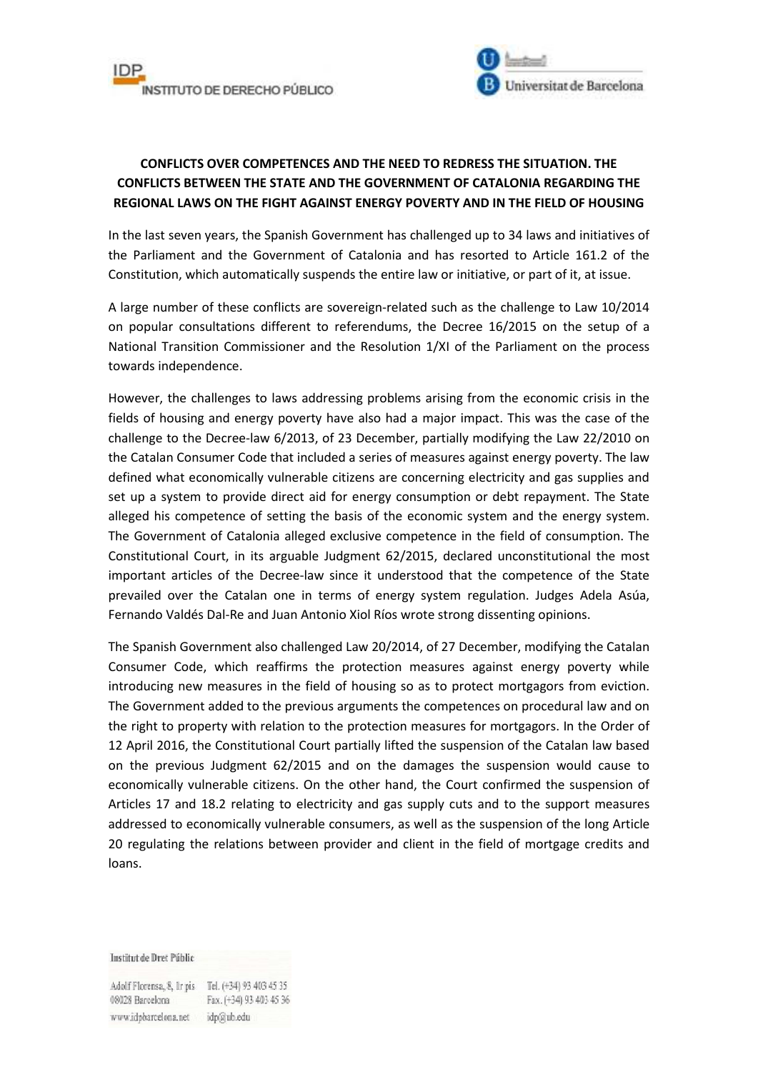# CONFLICTS OVER COMPETENCES AND THE NEED TO REDRESS THE SITUATION. THE CONFLICTS BETWEEN THE STATE AND THE GOVERNMENT OF CATALONIA REGARDING THE REGIONAL LAWS ON THE FIGHT AGAINST ENERGY POVERTY AND IN THE FIELD OF HOUSING

In the last seven years, the Spanish Government has challenged up to 34 laws and initiatives of the Parliament and the Government of Catalonia and has resorted to Article 161.2 of the Constitution, which automatically suspends the entire law or initiative, or part of it, at issue.

A large number of these conflicts are sovereign-related such as the challenge to Law 10/2014 on popular consultations different to referendums, the Decree 16/2015 on the setup of a National Transition Commissioner and the Resolution 1/XI of the Parliament on the process towards independence.

However, the challenges to laws addressing problems arising from the economic crisis in the fields of housing and energy poverty have also had a major impact. This was the case of the challenge to the Decree-law 6/2013, of 23 December, partially modifying the Law 22/2010 on the Catalan Consumer Code that included a series of measures against energy poverty. The law defined what economically vulnerable citizens are concerning electricity and gas supplies and set up a system to provide direct aid for energy consumption or debt repayment. The State alleged his competence of setting the basis of the economic system and the energy system. The Government of Catalonia alleged exclusive competence in the field of consumption. The Constitutional Court, in its arguable Judgment 62/2015, declared unconstitutional the most important articles of the Decree-law since it understood that the competence of the State prevailed over the Catalan one in terms of energy system regulation. Judges Adela Asúa, Fernando Valdés Dal-Re and Juan Antonio Xiol Ríos wrote strong dissenting opinions.

The Spanish Government also challenged Law 20/2014, of 27 December, modifying the Catalan Consumer Code, which reaffirms the protection measures against energy poverty while introducing new measures in the field of housing so as to protect mortgagors from eviction. The Government added to the previous arguments the competences on procedural law and on the right to property with relation to the protection measures for mortgagors. In the Order of 12 April 2016, the Constitutional Court partially lifted the suspension of the Catalan law based on the previous Judgment 62/2015 and on the damages the suspension would cause to economically vulnerable citizens. On the other hand, the Court confirmed the suspension of Articles 17 and 18.2 relating to electricity and gas supply cuts and to the support measures addressed to economically vulnerable consumers, as well as the suspension of the long Article 20 regulating the relations between provider and client in the field of mortgage credits and loans.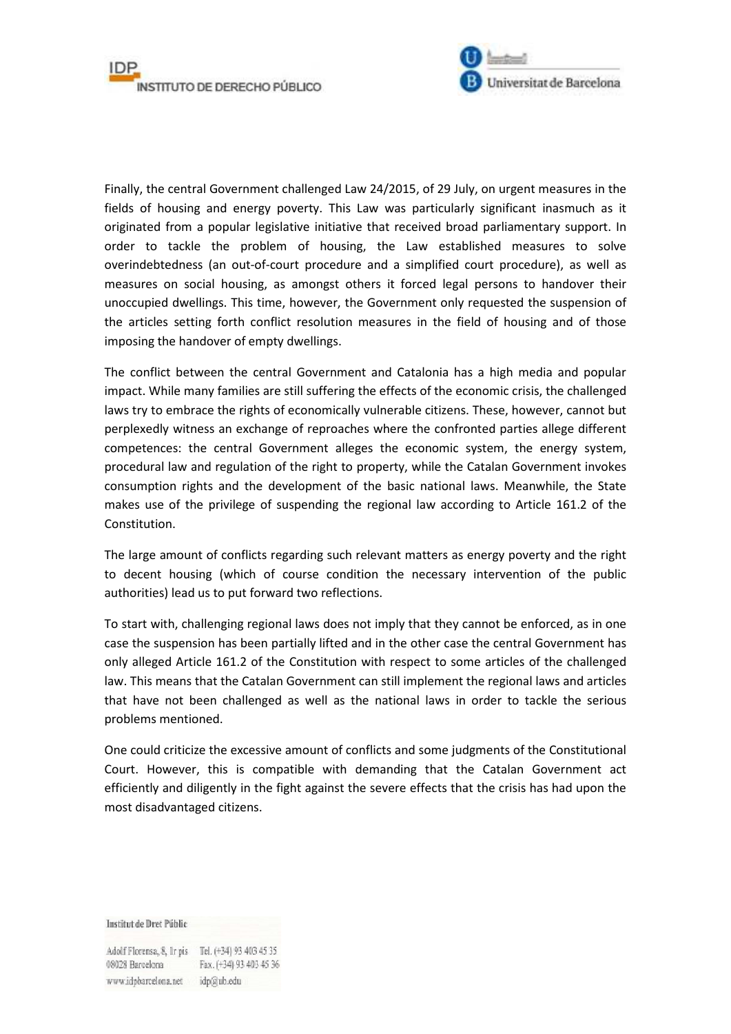Finally, the central Government challenged Law 24/2015, of 29 July, on urgent measures in the fields of housing and energy poverty. This Law was particularly significant inasmuch as it originated from a popular legislative initiative that received broad parliamentary support. In order to tackle the problem of housing, the Law established measures to solve overindebtedness (an out-of-court procedure and a simplified court procedure), as well as measures on social housing, as amongst others it forced legal persons to handover their unoccupied dwellings. This time, however, the Government only requested the suspension of the articles setting forth conflict resolution measures in the field of housing and of those imposing the handover of empty dwellings.

The conflict between the central Government and Catalonia has a high media and popular impact. While many families are still suffering the effects of the economic crisis, the challenged laws try to embrace the rights of economically vulnerable citizens. These, however, cannot but perplexedly witness an exchange of reproaches where the confronted parties allege different competences: the central Government alleges the economic system, the energy system, procedural law and regulation of the right to property, while the Catalan Government invokes consumption rights and the development of the basic national laws. Meanwhile, the State makes use of the privilege of suspending the regional law according to Article 161.2 of the Constitution.

The large amount of conflicts regarding such relevant matters as energy poverty and the right to decent housing (which of course condition the necessary intervention of the public authorities) lead us to put forward two reflections.

To start with, challenging regional laws does not imply that they cannot be enforced, as in one case the suspension has been partially lifted and in the other case the central Government has only alleged Article 161.2 of the Constitution with respect to some articles of the challenged law. This means that the Catalan Government can still implement the regional laws and articles that have not been challenged as well as the national laws in order to tackle the serious problems mentioned.

One could criticize the excessive amount of conflicts and some judgments of the Constitutional Court. However, this is compatible with demanding that the Catalan Government act efficiently and diligently in the fight against the severe effects that the crisis has had upon the most disadvantaged citizens.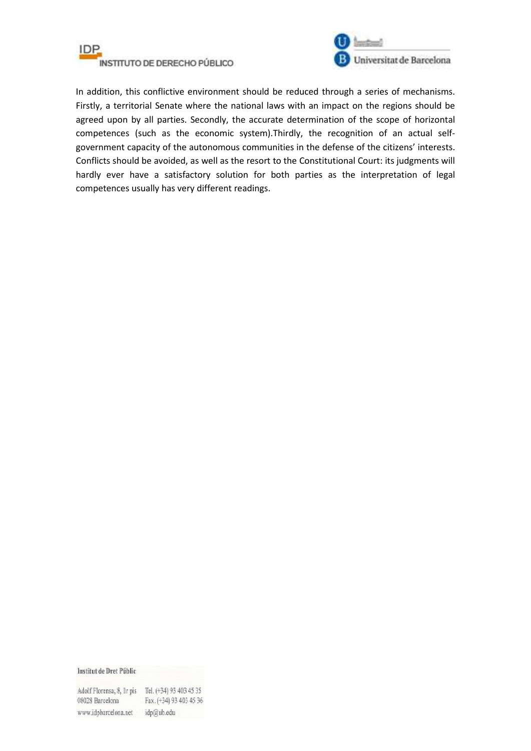In addition, this conflictive environment should be reduced through a series of mechanisms. Firstly, a territorial Senate where the national laws with an impact on the regions should be agreed upon by all parties. Secondly, the accurate determination of the scope of horizontal competences (such as the economic system).Thirdly, the recognition of an actual self-government capacity of the autonomous communities in the defense of the citizens' interests. Conflicts should be avoided, as well as the resort to the Constitutional Court: its judgments will hardly ever have a satisfactory solution for both parties as the interpretation of legal competences usually has very different readings.